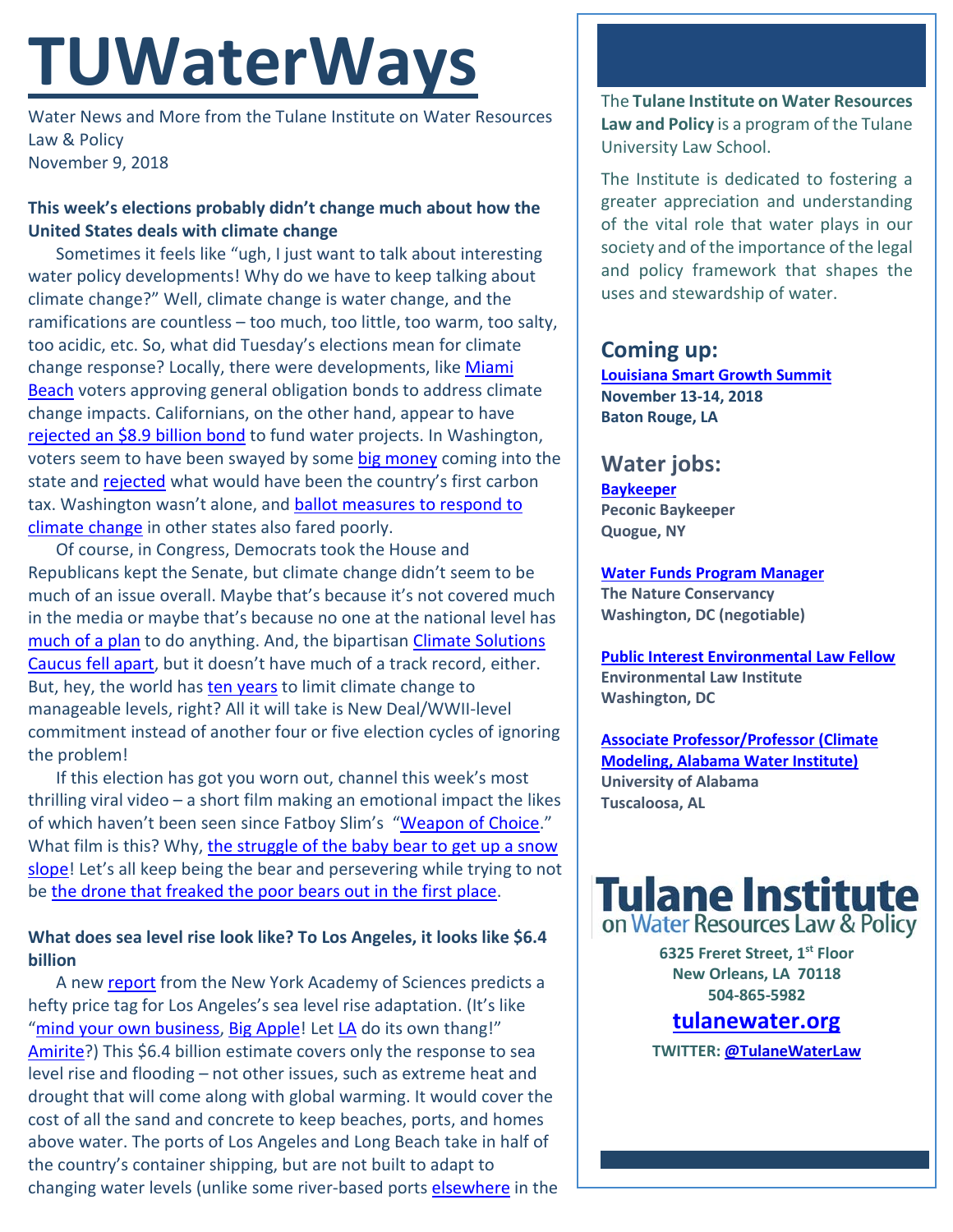# TUWaterWays

Water News and More from the Tulane Institute on Water Resources Law & Policy
November 9, 2018

**This week's elections probably didn't change much about how the United States deals with climate change**

Sometimes it feels like "ugh, I just want to talk about interesting water policy developments! Why do we have to keep talking about climate change?" Well, climate change is water change, and the ramifications are countless – too much, too little, too warm, too salty, too acidic, etc. So, what did Tuesday's elections mean for climate change response? Locally, there were developments, like Miami Beach voters approving general obligation bonds to address climate change impacts. Californians, on the other hand, appear to have rejected an $8.9 billion bond to fund water projects. In Washington, voters seem to have been swayed by some big money coming into the state and rejected what would have been the country's first carbon tax. Washington wasn't alone, and ballot measures to respond to climate change in other states also fared poorly.

Of course, in Congress, Democrats took the House and Republicans kept the Senate, but climate change didn't seem to be much of an issue overall. Maybe that's because it's not covered much in the media or maybe that's because no one at the national level has much of a plan to do anything. And, the bipartisan Climate Solutions Caucus fell apart, but it doesn't have much of a track record, either. But, hey, the world has ten years to limit climate change to manageable levels, right? All it will take is New Deal/WWII-level commitment instead of another four or five election cycles of ignoring the problem!

If this election has got you worn out, channel this week's most thrilling viral video – a short film making an emotional impact the likes of which haven't been seen since Fatboy Slim's "Weapon of Choice." What film is this? Why, the struggle of the baby bear to get up a snow slope! Let's all keep being the bear and persevering while trying to not be the drone that freaked the poor bears out in the first place.

**What does sea level rise look like? To Los Angeles, it looks like $6.4 billion**

A new report from the New York Academy of Sciences predicts a hefty price tag for Los Angeles's sea level rise adaptation. (It's like "mind your own business, Big Apple! Let LA do its own thang!" Amirite?) This $6.4 billion estimate covers only the response to sea level rise and flooding – not other issues, such as extreme heat and drought that will come along with global warming. It would cover the cost of all the sand and concrete to keep beaches, ports, and homes above water. The ports of Los Angeles and Long Beach take in half of the country's container shipping, but are not built to adapt to changing water levels (unlike some river-based ports elsewhere in the

The **Tulane Institute on Water Resources Law and Policy** is a program of the Tulane University Law School.

The Institute is dedicated to fostering a greater appreciation and understanding of the vital role that water plays in our society and of the importance of the legal and policy framework that shapes the uses and stewardship of water.

## Coming up:

**Louisiana Smart Growth Summit**
**November 13-14, 2018**
**Baton Rouge, LA**

## Water jobs:

**Baykeeper**
**Peconic Baykeeper**
**Quogue, NY**

**Water Funds Program Manager**
**The Nature Conservancy**
**Washington, DC (negotiable)**

**Public Interest Environmental Law Fellow**
**Environmental Law Institute**
**Washington, DC**

**Associate Professor/Professor (Climate Modeling, Alabama Water Institute)**
**University of Alabama**
**Tuscaloosa, AL**

**Tulane Institute on Water Resources Law & Policy**

**6325 Freret Street, 1st Floor**
**New Orleans, LA 70118**
**504-865-5982**

**tulanewater.org**

**TWITTER: @TulaneWaterLaw**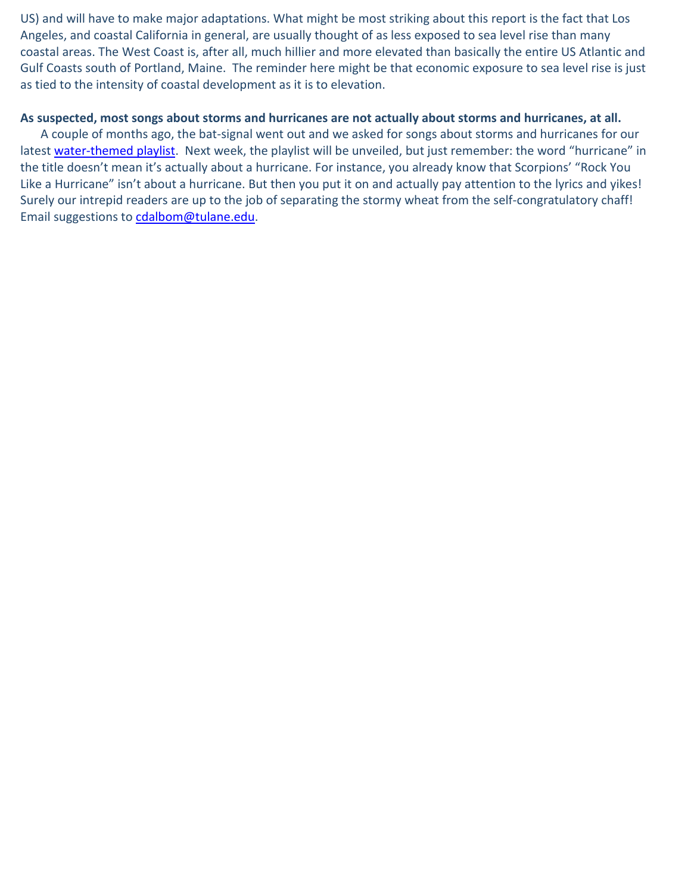US) and will have to make major adaptations. What might be most striking about this report is the fact that Los Angeles, and coastal California in general, are usually thought of as less exposed to sea level rise than many coastal areas. The West Coast is, after all, much hillier and more elevated than basically the entire US Atlantic and Gulf Coasts south of Portland, Maine. The reminder here might be that economic exposure to sea level rise is just as tied to the intensity of coastal development as it is to elevation.

**As suspected, most songs about storms and hurricanes are not actually about storms and hurricanes, at all.**

A couple of months ago, the bat-signal went out and we asked for songs about storms and hurricanes for our latest water-themed playlist. Next week, the playlist will be unveiled, but just remember: the word "hurricane" in the title doesn't mean it's actually about a hurricane. For instance, you already know that Scorpions' "Rock You Like a Hurricane" isn't about a hurricane. But then you put it on and actually pay attention to the lyrics and yikes! Surely our intrepid readers are up to the job of separating the stormy wheat from the self-congratulatory chaff! Email suggestions to cdalbom@tulane.edu.